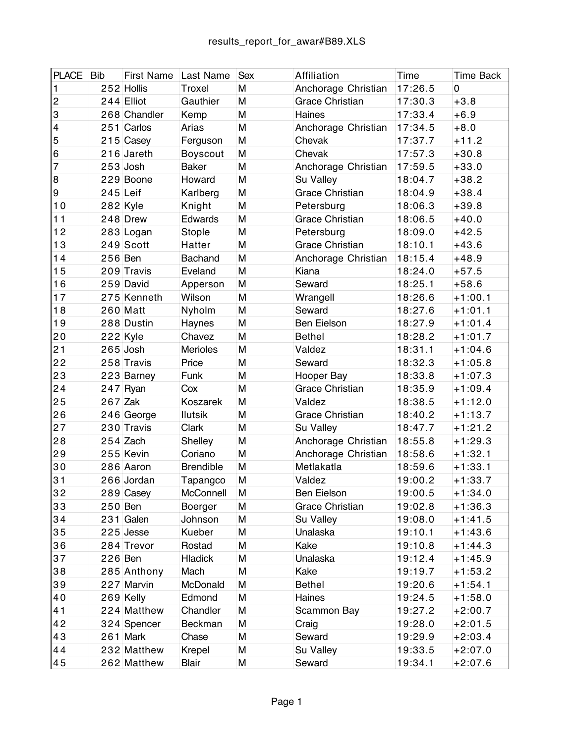results_report_for_awar#B89.XLS

| PLACE | Bib | First Name | Last Name | Sex | Affiliation | Time | Time Back |
|---|---|---|---|---|---|---|---|
| 1 | 252 | Hollis | Troxel | M | Anchorage Christian | 17:26.5 | 0 |
| 2 | 244 | Elliot | Gauthier | M | Grace Christian | 17:30.3 | +3.8 |
| 3 | 268 | Chandler | Kemp | M | Haines | 17:33.4 | +6.9 |
| 4 | 251 | Carlos | Arias | M | Anchorage Christian | 17:34.5 | +8.0 |
| 5 | 215 | Casey | Ferguson | M | Chevak | 17:37.7 | +11.2 |
| 6 | 216 | Jareth | Boyscout | M | Chevak | 17:57.3 | +30.8 |
| 7 | 253 | Josh | Baker | M | Anchorage Christian | 17:59.5 | +33.0 |
| 8 | 229 | Boone | Howard | M | Su Valley | 18:04.7 | +38.2 |
| 9 | 245 | Leif | Karlberg | M | Grace Christian | 18:04.9 | +38.4 |
| 10 | 282 | Kyle | Knight | M | Petersburg | 18:06.3 | +39.8 |
| 11 | 248 | Drew | Edwards | M | Grace Christian | 18:06.5 | +40.0 |
| 12 | 283 | Logan | Stople | M | Petersburg | 18:09.0 | +42.5 |
| 13 | 249 | Scott | Hatter | M | Grace Christian | 18:10.1 | +43.6 |
| 14 | 256 | Ben | Bachand | M | Anchorage Christian | 18:15.4 | +48.9 |
| 15 | 209 | Travis | Eveland | M | Kiana | 18:24.0 | +57.5 |
| 16 | 259 | David | Apperson | M | Seward | 18:25.1 | +58.6 |
| 17 | 275 | Kenneth | Wilson | M | Wrangell | 18:26.6 | +1:00.1 |
| 18 | 260 | Matt | Nyholm | M | Seward | 18:27.6 | +1:01.1 |
| 19 | 288 | Dustin | Haynes | M | Ben Eielson | 18:27.9 | +1:01.4 |
| 20 | 222 | Kyle | Chavez | M | Bethel | 18:28.2 | +1:01.7 |
| 21 | 265 | Josh | Merioles | M | Valdez | 18:31.1 | +1:04.6 |
| 22 | 258 | Travis | Price | M | Seward | 18:32.3 | +1:05.8 |
| 23 | 223 | Barney | Funk | M | Hooper Bay | 18:33.8 | +1:07.3 |
| 24 | 247 | Ryan | Cox | M | Grace Christian | 18:35.9 | +1:09.4 |
| 25 | 267 | Zak | Koszarek | M | Valdez | 18:38.5 | +1:12.0 |
| 26 | 246 | George | Ilutsik | M | Grace Christian | 18:40.2 | +1:13.7 |
| 27 | 230 | Travis | Clark | M | Su Valley | 18:47.7 | +1:21.2 |
| 28 | 254 | Zach | Shelley | M | Anchorage Christian | 18:55.8 | +1:29.3 |
| 29 | 255 | Kevin | Coriano | M | Anchorage Christian | 18:58.6 | +1:32.1 |
| 30 | 286 | Aaron | Brendible | M | Metlakatla | 18:59.6 | +1:33.1 |
| 31 | 266 | Jordan | Tapangco | M | Valdez | 19:00.2 | +1:33.7 |
| 32 | 289 | Casey | McConnell | M | Ben Eielson | 19:00.5 | +1:34.0 |
| 33 | 250 | Ben | Boerger | M | Grace Christian | 19:02.8 | +1:36.3 |
| 34 | 231 | Galen | Johnson | M | Su Valley | 19:08.0 | +1:41.5 |
| 35 | 225 | Jesse | Kueber | M | Unalaska | 19:10.1 | +1:43.6 |
| 36 | 284 | Trevor | Rostad | M | Kake | 19:10.8 | +1:44.3 |
| 37 | 226 | Ben | Hladick | M | Unalaska | 19:12.4 | +1:45.9 |
| 38 | 285 | Anthony | Mach | M | Kake | 19:19.7 | +1:53.2 |
| 39 | 227 | Marvin | McDonald | M | Bethel | 19:20.6 | +1:54.1 |
| 40 | 269 | Kelly | Edmond | M | Haines | 19:24.5 | +1:58.0 |
| 41 | 224 | Matthew | Chandler | M | Scammon Bay | 19:27.2 | +2:00.7 |
| 42 | 324 | Spencer | Beckman | M | Craig | 19:28.0 | +2:01.5 |
| 43 | 261 | Mark | Chase | M | Seward | 19:29.9 | +2:03.4 |
| 44 | 232 | Matthew | Krepel | M | Su Valley | 19:33.5 | +2:07.0 |
| 45 | 262 | Matthew | Blair | M | Seward | 19:34.1 | +2:07.6 |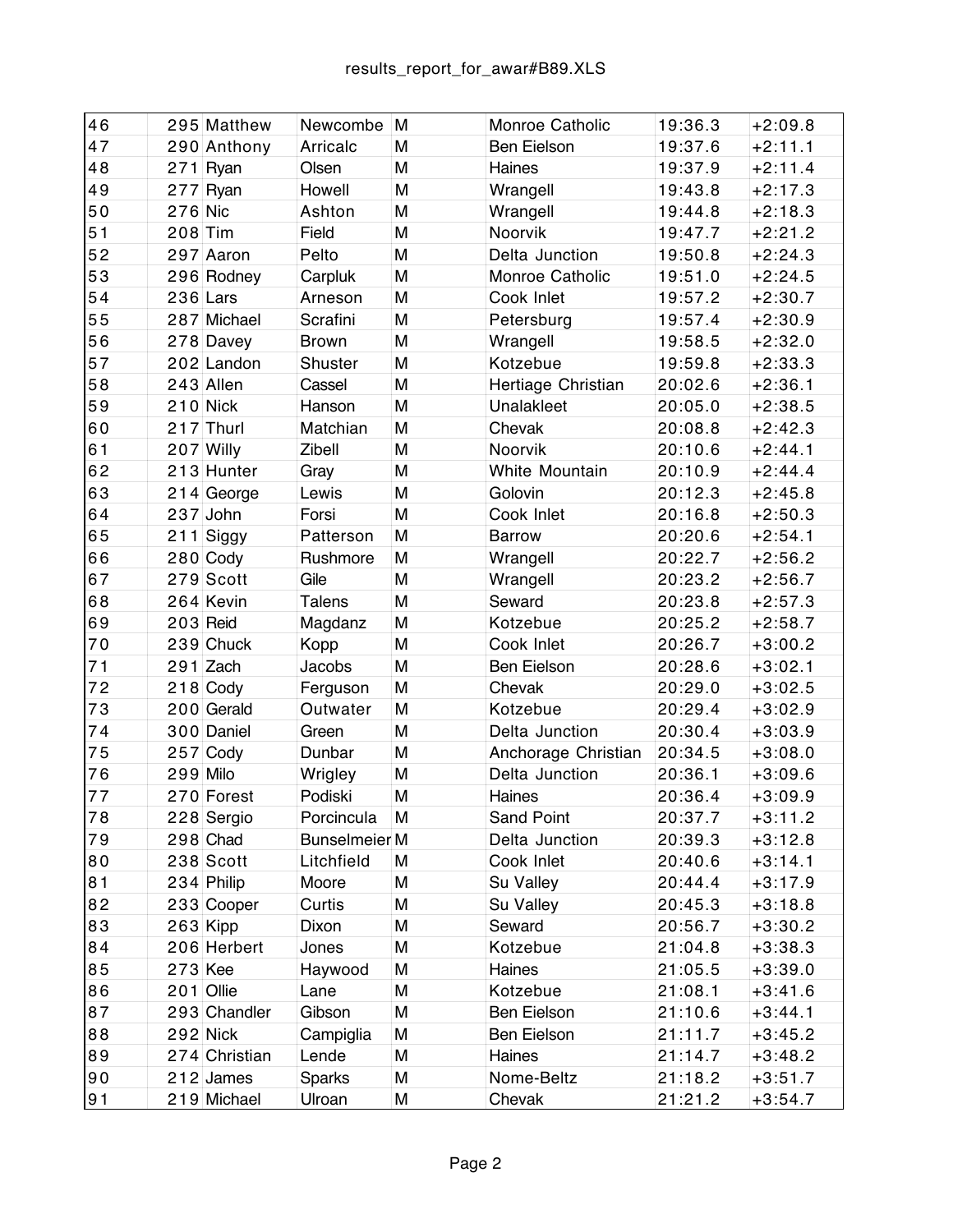| | | | | | | | |
|---|---|---|---|---|---|---|---|
| 46 | 295 | Matthew | Newcombe | M | Monroe Catholic | 19:36.3 | +2:09.8 |
| 47 | 290 | Anthony | Arricalc | M | Ben Eielson | 19:37.6 | +2:11.1 |
| 48 | 271 | Ryan | Olsen | M | Haines | 19:37.9 | +2:11.4 |
| 49 | 277 | Ryan | Howell | M | Wrangell | 19:43.8 | +2:17.3 |
| 50 | 276 | Nic | Ashton | M | Wrangell | 19:44.8 | +2:18.3 |
| 51 | 208 | Tim | Field | M | Noorvik | 19:47.7 | +2:21.2 |
| 52 | 297 | Aaron | Pelto | M | Delta Junction | 19:50.8 | +2:24.3 |
| 53 | 296 | Rodney | Carpluk | M | Monroe Catholic | 19:51.0 | +2:24.5 |
| 54 | 236 | Lars | Arneson | M | Cook Inlet | 19:57.2 | +2:30.7 |
| 55 | 287 | Michael | Scrafini | M | Petersburg | 19:57.4 | +2:30.9 |
| 56 | 278 | Davey | Brown | M | Wrangell | 19:58.5 | +2:32.0 |
| 57 | 202 | Landon | Shuster | M | Kotzebue | 19:59.8 | +2:33.3 |
| 58 | 243 | Allen | Cassel | M | Hertiage Christian | 20:02.6 | +2:36.1 |
| 59 | 210 | Nick | Hanson | M | Unalakleet | 20:05.0 | +2:38.5 |
| 60 | 217 | Thurl | Matchian | M | Chevak | 20:08.8 | +2:42.3 |
| 61 | 207 | Willy | Zibell | M | Noorvik | 20:10.6 | +2:44.1 |
| 62 | 213 | Hunter | Gray | M | White Mountain | 20:10.9 | +2:44.4 |
| 63 | 214 | George | Lewis | M | Golovin | 20:12.3 | +2:45.8 |
| 64 | 237 | John | Forsi | M | Cook Inlet | 20:16.8 | +2:50.3 |
| 65 | 211 | Siggy | Patterson | M | Barrow | 20:20.6 | +2:54.1 |
| 66 | 280 | Cody | Rushmore | M | Wrangell | 20:22.7 | +2:56.2 |
| 67 | 279 | Scott | Gile | M | Wrangell | 20:23.2 | +2:56.7 |
| 68 | 264 | Kevin | Talens | M | Seward | 20:23.8 | +2:57.3 |
| 69 | 203 | Reid | Magdanz | M | Kotzebue | 20:25.2 | +2:58.7 |
| 70 | 239 | Chuck | Kopp | M | Cook Inlet | 20:26.7 | +3:00.2 |
| 71 | 291 | Zach | Jacobs | M | Ben Eielson | 20:28.6 | +3:02.1 |
| 72 | 218 | Cody | Ferguson | M | Chevak | 20:29.0 | +3:02.5 |
| 73 | 200 | Gerald | Outwater | M | Kotzebue | 20:29.4 | +3:02.9 |
| 74 | 300 | Daniel | Green | M | Delta Junction | 20:30.4 | +3:03.9 |
| 75 | 257 | Cody | Dunbar | M | Anchorage Christian | 20:34.5 | +3:08.0 |
| 76 | 299 | Milo | Wrigley | M | Delta Junction | 20:36.1 | +3:09.6 |
| 77 | 270 | Forest | Podiski | M | Haines | 20:36.4 | +3:09.9 |
| 78 | 228 | Sergio | Porcincula | M | Sand Point | 20:37.7 | +3:11.2 |
| 79 | 298 | Chad | Bunselmeier | M | Delta Junction | 20:39.3 | +3:12.8 |
| 80 | 238 | Scott | Litchfield | M | Cook Inlet | 20:40.6 | +3:14.1 |
| 81 | 234 | Philip | Moore | M | Su Valley | 20:44.4 | +3:17.9 |
| 82 | 233 | Cooper | Curtis | M | Su Valley | 20:45.3 | +3:18.8 |
| 83 | 263 | Kipp | Dixon | M | Seward | 20:56.7 | +3:30.2 |
| 84 | 206 | Herbert | Jones | M | Kotzebue | 21:04.8 | +3:38.3 |
| 85 | 273 | Kee | Haywood | M | Haines | 21:05.5 | +3:39.0 |
| 86 | 201 | Ollie | Lane | M | Kotzebue | 21:08.1 | +3:41.6 |
| 87 | 293 | Chandler | Gibson | M | Ben Eielson | 21:10.6 | +3:44.1 |
| 88 | 292 | Nick | Campiglia | M | Ben Eielson | 21:11.7 | +3:45.2 |
| 89 | 274 | Christian | Lende | M | Haines | 21:14.7 | +3:48.2 |
| 90 | 212 | James | Sparks | M | Nome-Beltz | 21:18.2 | +3:51.7 |
| 91 | 219 | Michael | Ulroan | M | Chevak | 21:21.2 | +3:54.7 |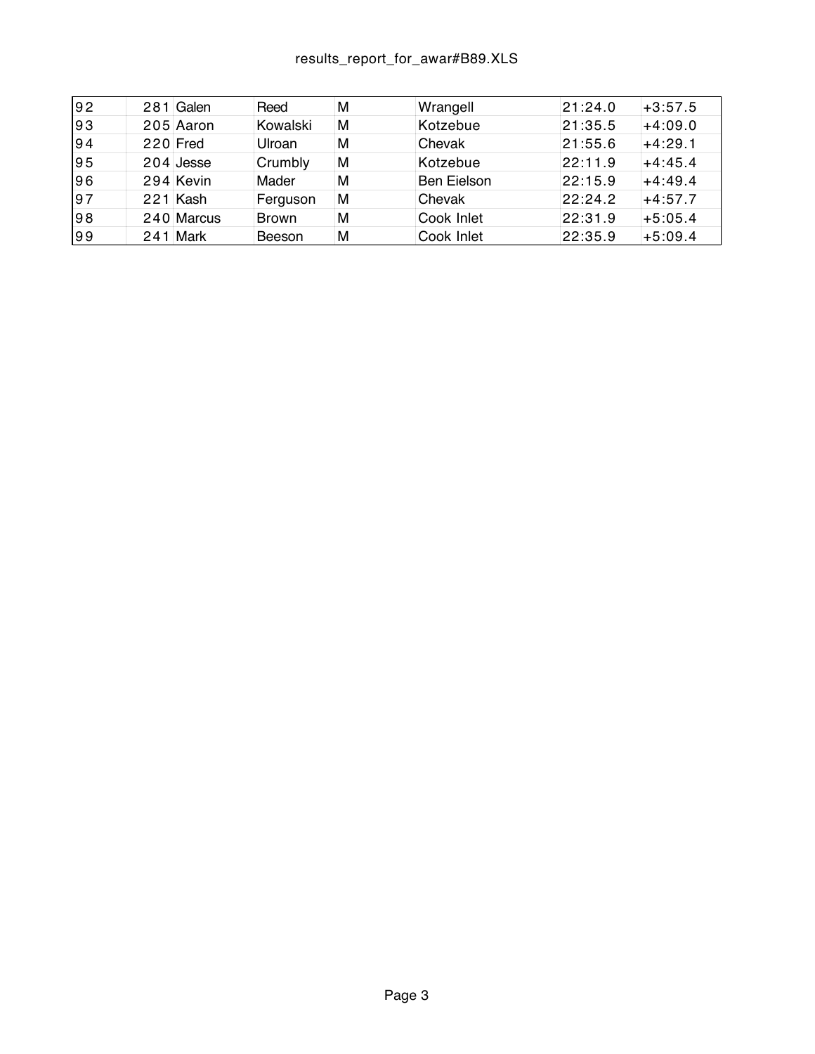| | | | | | | | |
|---|---|---|---|---|---|---|---|
| 92 | 281 | Galen | Reed | M | Wrangell | 21:24.0 | +3:57.5 |
| 93 | 205 | Aaron | Kowalski | M | Kotzebue | 21:35.5 | +4:09.0 |
| 94 | 220 | Fred | Ulroan | M | Chevak | 21:55.6 | +4:29.1 |
| 95 | 204 | Jesse | Crumbly | M | Kotzebue | 22:11.9 | +4:45.4 |
| 96 | 294 | Kevin | Mader | M | Ben Eielson | 22:15.9 | +4:49.4 |
| 97 | 221 | Kash | Ferguson | M | Chevak | 22:24.2 | +4:57.7 |
| 98 | 240 | Marcus | Brown | M | Cook Inlet | 22:31.9 | +5:05.4 |
| 99 | 241 | Mark | Beeson | M | Cook Inlet | 22:35.9 | +5:09.4 |